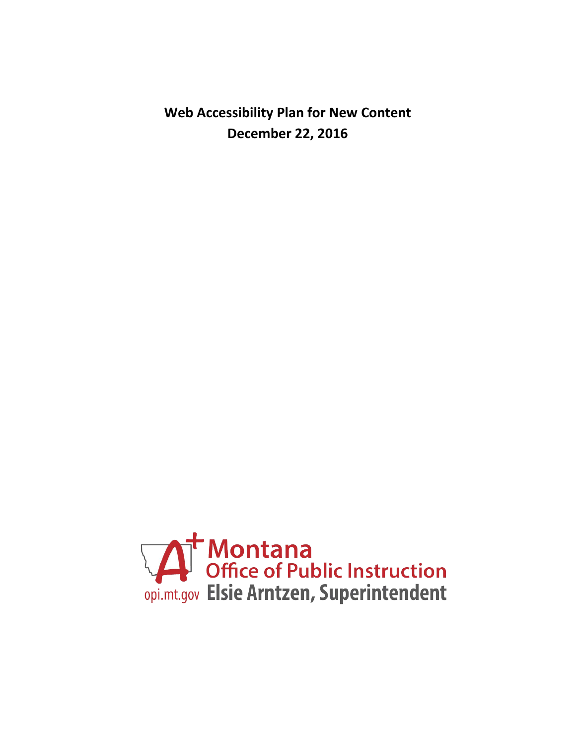# Web Accessibility Plan for New Content

**December 22, 2016**

Montana
Office of Public Instruction
opi.mt.gov Elsie Arntzen, Superintendent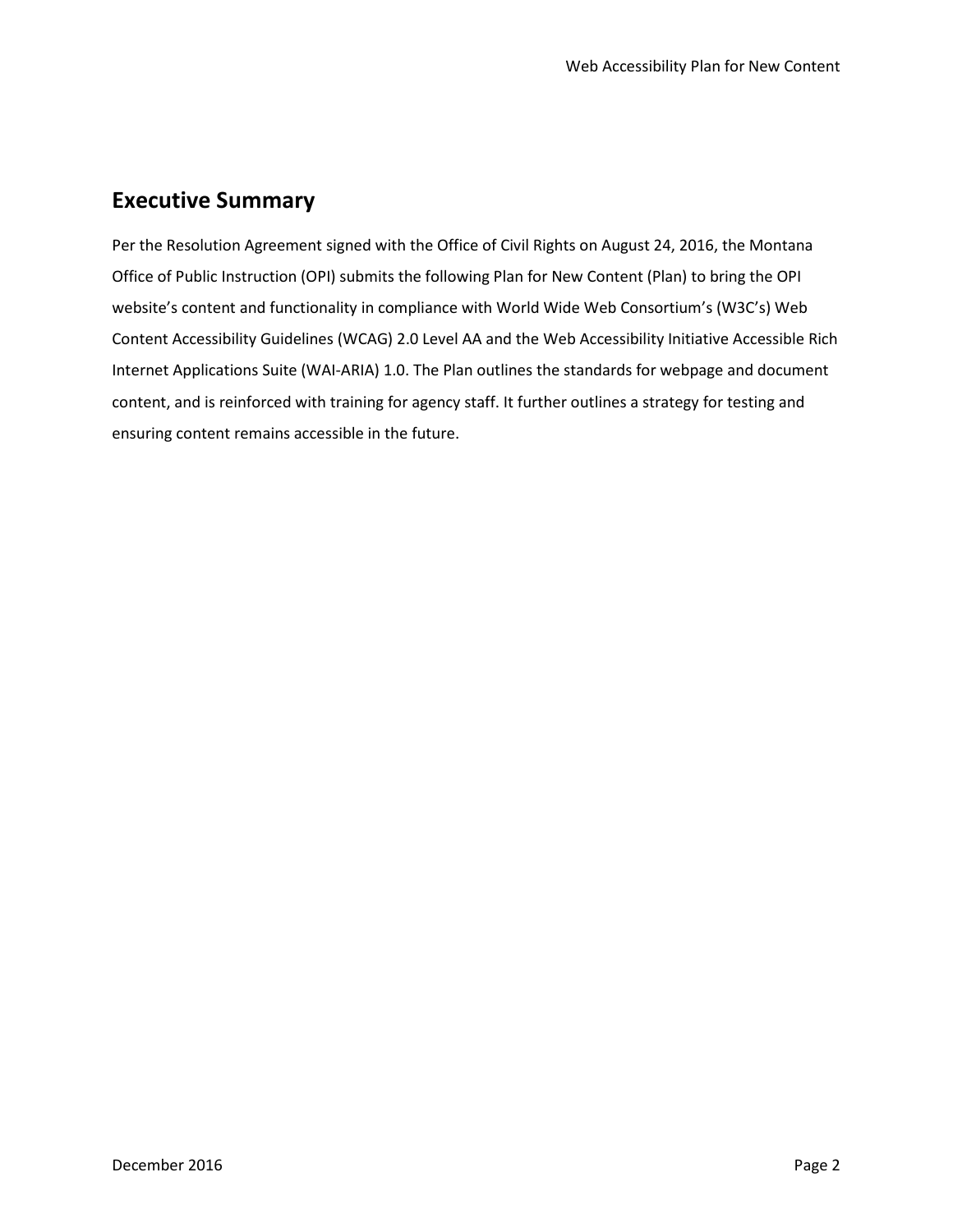## Executive Summary

Per the Resolution Agreement signed with the Office of Civil Rights on August 24, 2016, the Montana Office of Public Instruction (OPI) submits the following Plan for New Content (Plan) to bring the OPI website's content and functionality in compliance with World Wide Web Consortium's (W3C's) Web Content Accessibility Guidelines (WCAG) 2.0 Level AA and the Web Accessibility Initiative Accessible Rich Internet Applications Suite (WAI-ARIA) 1.0. The Plan outlines the standards for webpage and document content, and is reinforced with training for agency staff. It further outlines a strategy for testing and ensuring content remains accessible in the future.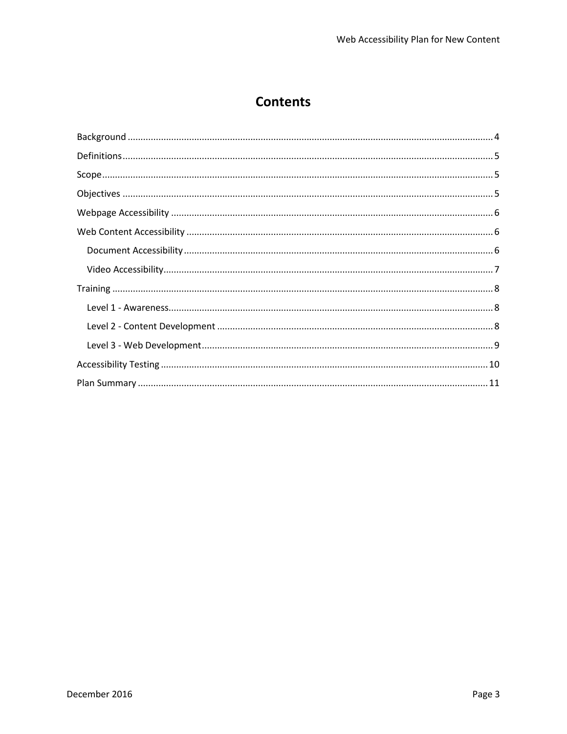# Contents

- Background ........................................................ 4
- Definitions ........................................................ 5
- Scope ........................................................ 5
- Objectives ........................................................ 5
- Webpage Accessibility ........................................................ 6
- Web Content Accessibility ........................................................ 6
  - Document Accessibility ........................................................ 6
  - Video Accessibility ........................................................ 7
- Training ........................................................ 8
  - Level 1 - Awareness ........................................................ 8
  - Level 2 - Content Development ........................................................ 8
  - Level 3 - Web Development ........................................................ 9
- Accessibility Testing ........................................................ 10
- Plan Summary ........................................................ 11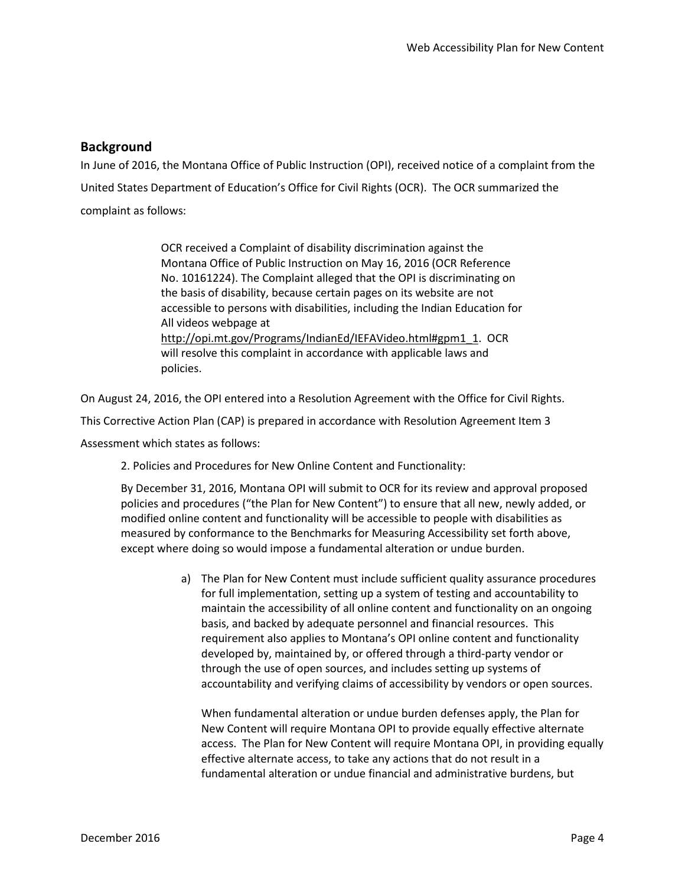## Background

In June of 2016, the Montana Office of Public Instruction (OPI), received notice of a complaint from the United States Department of Education's Office for Civil Rights (OCR). The OCR summarized the complaint as follows:

> OCR received a Complaint of disability discrimination against the Montana Office of Public Instruction on May 16, 2016 (OCR Reference No. 10161224). The Complaint alleged that the OPI is discriminating on the basis of disability, because certain pages on its website are not accessible to persons with disabilities, including the Indian Education for All videos webpage at http://opi.mt.gov/Programs/IndianEd/IEFAVideo.html#gpm1_1. OCR will resolve this complaint in accordance with applicable laws and policies.

On August 24, 2016, the OPI entered into a Resolution Agreement with the Office for Civil Rights. This Corrective Action Plan (CAP) is prepared in accordance with Resolution Agreement Item 3 Assessment which states as follows:

> 2. Policies and Procedures for New Online Content and Functionality:
>
> By December 31, 2016, Montana OPI will submit to OCR for its review and approval proposed policies and procedures ("the Plan for New Content") to ensure that all new, newly added, or modified online content and functionality will be accessible to people with disabilities as measured by conformance to the Benchmarks for Measuring Accessibility set forth above, except where doing so would impose a fundamental alteration or undue burden.
>
> a) The Plan for New Content must include sufficient quality assurance procedures for full implementation, setting up a system of testing and accountability to maintain the accessibility of all online content and functionality on an ongoing basis, and backed by adequate personnel and financial resources. This requirement also applies to Montana's OPI online content and functionality developed by, maintained by, or offered through a third-party vendor or through the use of open sources, and includes setting up systems of accountability and verifying claims of accessibility by vendors or open sources.
>
> When fundamental alteration or undue burden defenses apply, the Plan for New Content will require Montana OPI to provide equally effective alternate access. The Plan for New Content will require Montana OPI, in providing equally effective alternate access, to take any actions that do not result in a fundamental alteration or undue financial and administrative burdens, but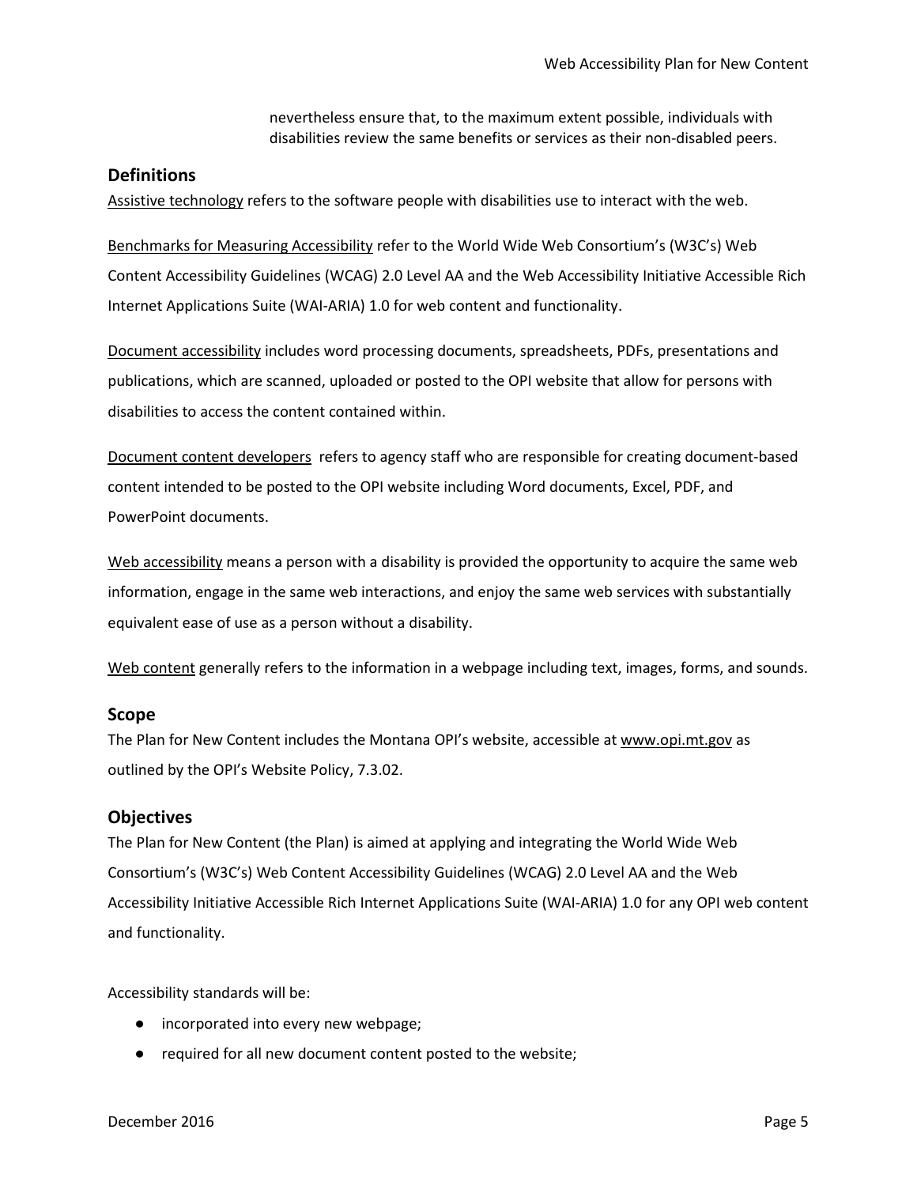nevertheless ensure that, to the maximum extent possible, individuals with disabilities review the same benefits or services as their non-disabled peers.

## Definitions

Assistive technology refers to the software people with disabilities use to interact with the web.

Benchmarks for Measuring Accessibility refer to the World Wide Web Consortium's (W3C's) Web Content Accessibility Guidelines (WCAG) 2.0 Level AA and the Web Accessibility Initiative Accessible Rich Internet Applications Suite (WAI-ARIA) 1.0 for web content and functionality.

Document accessibility includes word processing documents, spreadsheets, PDFs, presentations and publications, which are scanned, uploaded or posted to the OPI website that allow for persons with disabilities to access the content contained within.

Document content developers refers to agency staff who are responsible for creating document-based content intended to be posted to the OPI website including Word documents, Excel, PDF, and PowerPoint documents.

Web accessibility means a person with a disability is provided the opportunity to acquire the same web information, engage in the same web interactions, and enjoy the same web services with substantially equivalent ease of use as a person without a disability.

Web content generally refers to the information in a webpage including text, images, forms, and sounds.

## Scope

The Plan for New Content includes the Montana OPI's website, accessible at www.opi.mt.gov as outlined by the OPI's Website Policy, 7.3.02.

## Objectives

The Plan for New Content (the Plan) is aimed at applying and integrating the World Wide Web Consortium's (W3C's) Web Content Accessibility Guidelines (WCAG) 2.0 Level AA and the Web Accessibility Initiative Accessible Rich Internet Applications Suite (WAI-ARIA) 1.0 for any OPI web content and functionality.

Accessibility standards will be:

- incorporated into every new webpage;
- required for all new document content posted to the website;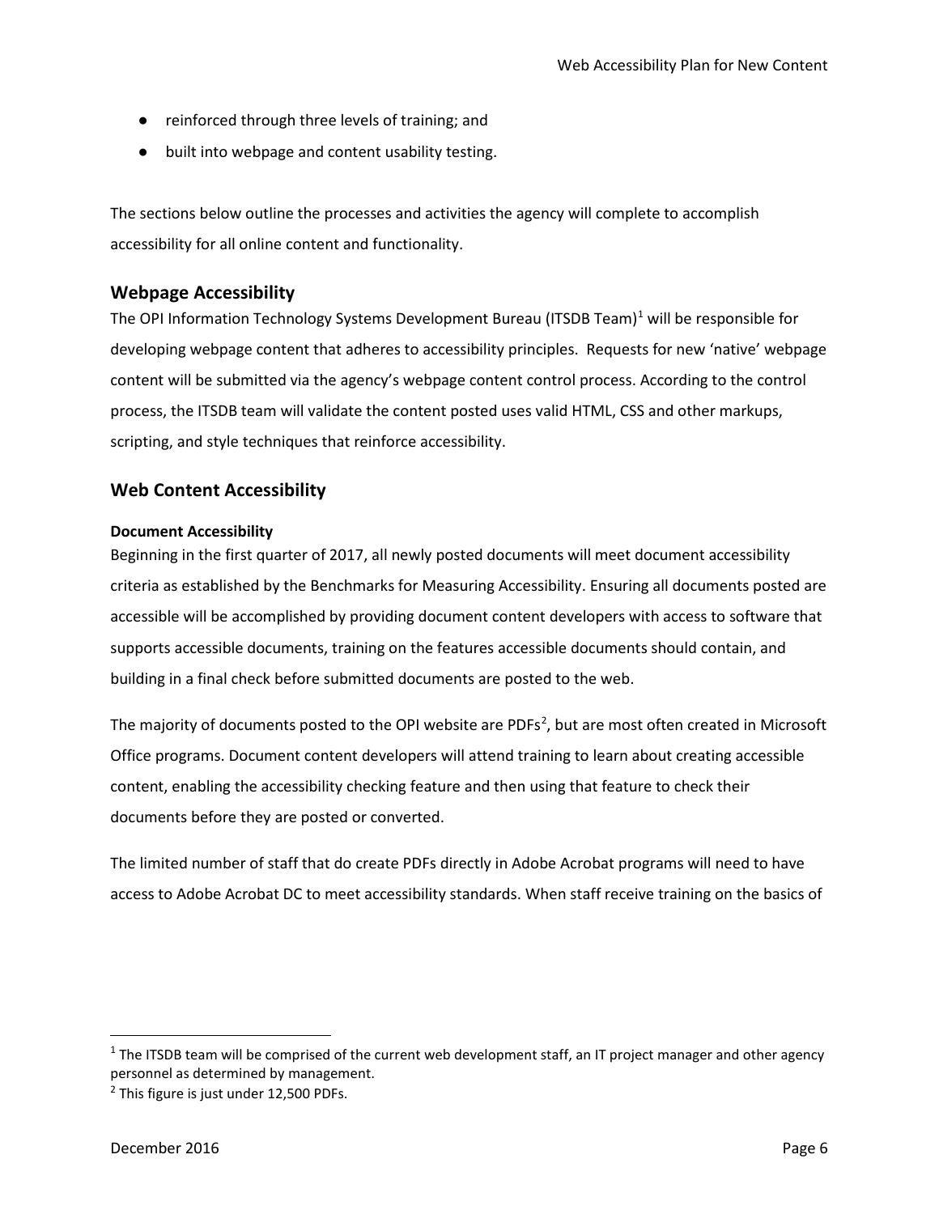- reinforced through three levels of training; and
- built into webpage and content usability testing.

The sections below outline the processes and activities the agency will complete to accomplish accessibility for all online content and functionality.

## Webpage Accessibility

The OPI Information Technology Systems Development Bureau (ITSDB Team)[1] will be responsible for developing webpage content that adheres to accessibility principles. Requests for new 'native' webpage content will be submitted via the agency's webpage content control process. According to the control process, the ITSDB team will validate the content posted uses valid HTML, CSS and other markups, scripting, and style techniques that reinforce accessibility.

## Web Content Accessibility

### Document Accessibility

Beginning in the first quarter of 2017, all newly posted documents will meet document accessibility criteria as established by the Benchmarks for Measuring Accessibility. Ensuring all documents posted are accessible will be accomplished by providing document content developers with access to software that supports accessible documents, training on the features accessible documents should contain, and building in a final check before submitted documents are posted to the web.

The majority of documents posted to the OPI website are PDFs[2], but are most often created in Microsoft Office programs. Document content developers will attend training to learn about creating accessible content, enabling the accessibility checking feature and then using that feature to check their documents before they are posted or converted.

The limited number of staff that do create PDFs directly in Adobe Acrobat programs will need to have access to Adobe Acrobat DC to meet accessibility standards. When staff receive training on the basics of

---

[1] The ITSDB team will be comprised of the current web development staff, an IT project manager and other agency personnel as determined by management.

[2] This figure is just under 12,500 PDFs.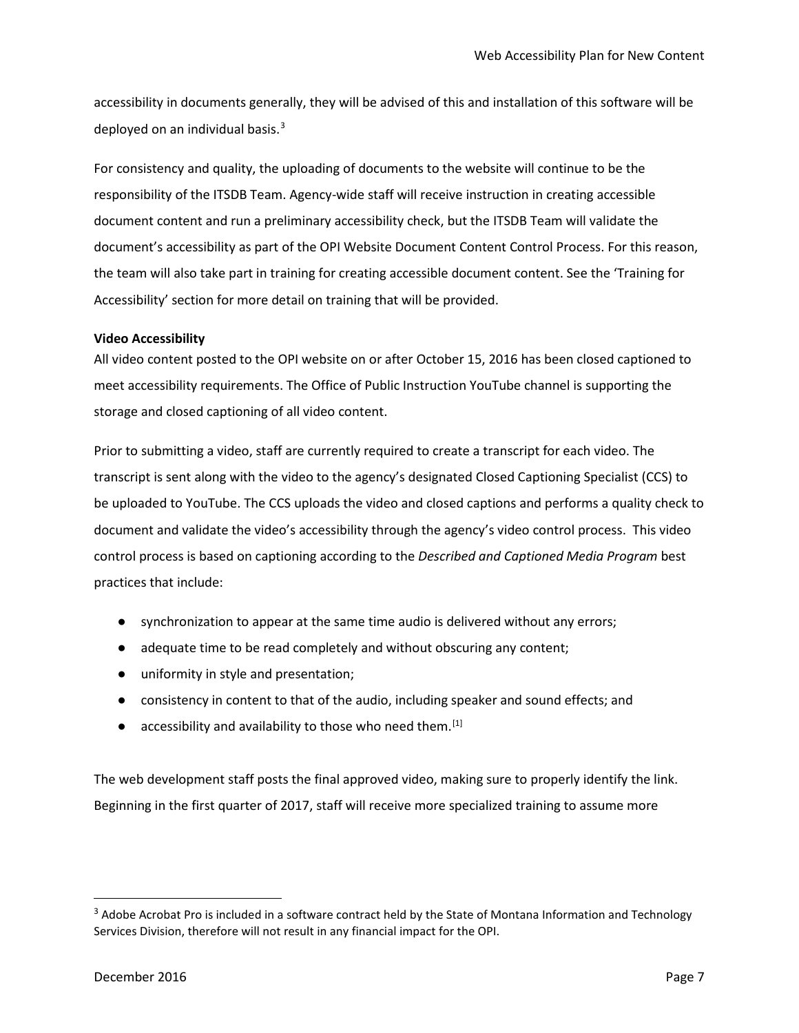accessibility in documents generally, they will be advised of this and installation of this software will be deployed on an individual basis.[3]

For consistency and quality, the uploading of documents to the website will continue to be the responsibility of the ITSDB Team. Agency-wide staff will receive instruction in creating accessible document content and run a preliminary accessibility check, but the ITSDB Team will validate the document's accessibility as part of the OPI Website Document Content Control Process. For this reason, the team will also take part in training for creating accessible document content. See the 'Training for Accessibility' section for more detail on training that will be provided.

**Video Accessibility**

All video content posted to the OPI website on or after October 15, 2016 has been closed captioned to meet accessibility requirements. The Office of Public Instruction YouTube channel is supporting the storage and closed captioning of all video content.

Prior to submitting a video, staff are currently required to create a transcript for each video. The transcript is sent along with the video to the agency's designated Closed Captioning Specialist (CCS) to be uploaded to YouTube. The CCS uploads the video and closed captions and performs a quality check to document and validate the video's accessibility through the agency's video control process. This video control process is based on captioning according to the *Described and Captioned Media Program* best practices that include:

- synchronization to appear at the same time audio is delivered without any errors;
- adequate time to be read completely and without obscuring any content;
- uniformity in style and presentation;
- consistency in content to that of the audio, including speaker and sound effects; and
- accessibility and availability to those who need them.[1]

The web development staff posts the final approved video, making sure to properly identify the link. Beginning in the first quarter of 2017, staff will receive more specialized training to assume more

[3] Adobe Acrobat Pro is included in a software contract held by the State of Montana Information and Technology Services Division, therefore will not result in any financial impact for the OPI.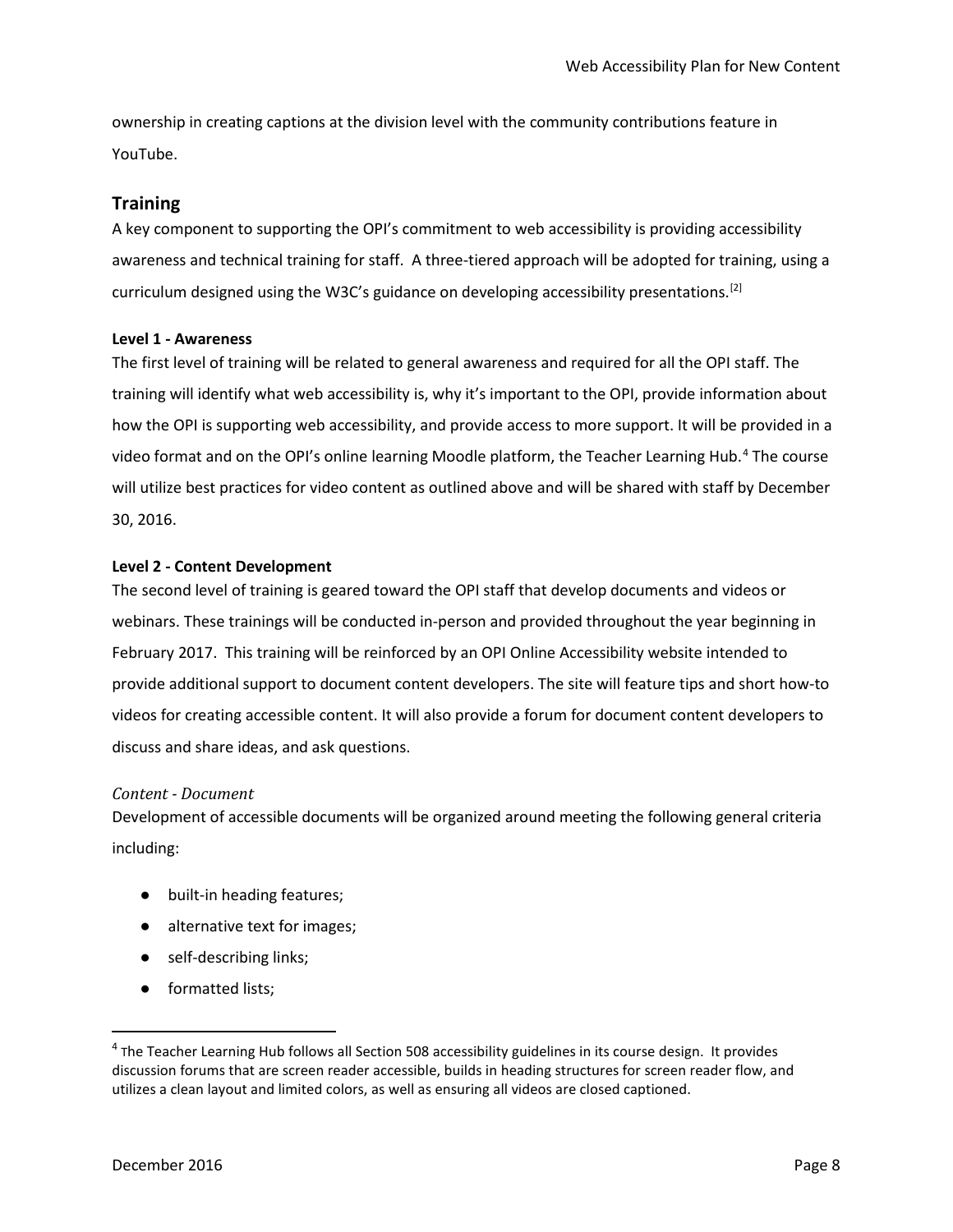ownership in creating captions at the division level with the community contributions feature in YouTube.

## Training

A key component to supporting the OPI's commitment to web accessibility is providing accessibility awareness and technical training for staff. A three-tiered approach will be adopted for training, using a curriculum designed using the W3C's guidance on developing accessibility presentations.[2]

### Level 1 - Awareness

The first level of training will be related to general awareness and required for all the OPI staff. The training will identify what web accessibility is, why it's important to the OPI, provide information about how the OPI is supporting web accessibility, and provide access to more support. It will be provided in a video format and on the OPI's online learning Moodle platform, the Teacher Learning Hub.[4] The course will utilize best practices for video content as outlined above and will be shared with staff by December 30, 2016.

### Level 2 - Content Development

The second level of training is geared toward the OPI staff that develop documents and videos or webinars. These trainings will be conducted in-person and provided throughout the year beginning in February 2017. This training will be reinforced by an OPI Online Accessibility website intended to provide additional support to document content developers. The site will feature tips and short how-to videos for creating accessible content. It will also provide a forum for document content developers to discuss and share ideas, and ask questions.

#### *Content - Document*

Development of accessible documents will be organized around meeting the following general criteria including:

- built-in heading features;
- alternative text for images;
- self-describing links;
- formatted lists;

---

[4] The Teacher Learning Hub follows all Section 508 accessibility guidelines in its course design. It provides discussion forums that are screen reader accessible, builds in heading structures for screen reader flow, and utilizes a clean layout and limited colors, as well as ensuring all videos are closed captioned.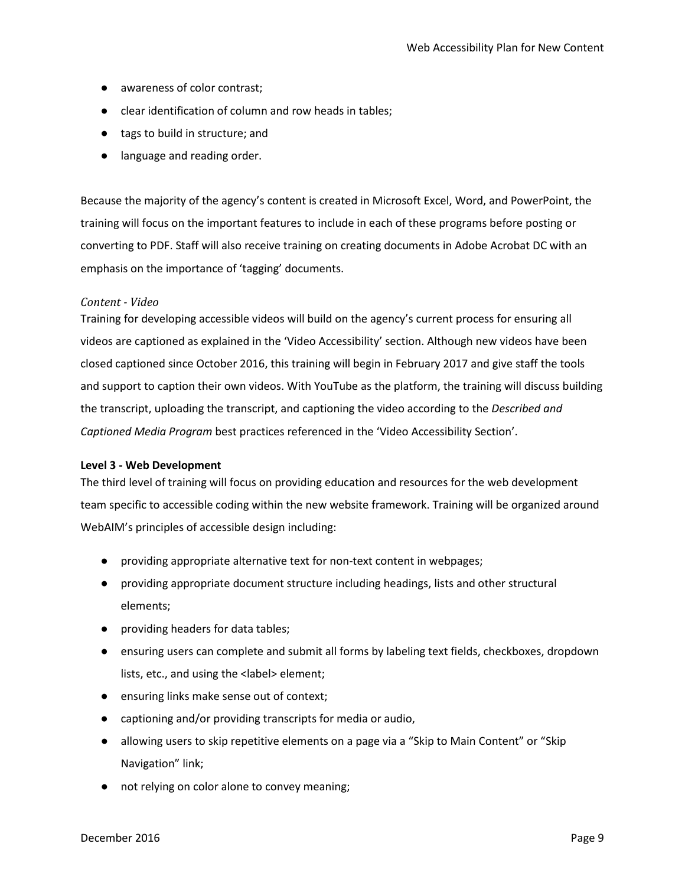- awareness of color contrast;
- clear identification of column and row heads in tables;
- tags to build in structure; and
- language and reading order.

Because the majority of the agency's content is created in Microsoft Excel, Word, and PowerPoint, the training will focus on the important features to include in each of these programs before posting or converting to PDF. Staff will also receive training on creating documents in Adobe Acrobat DC with an emphasis on the importance of 'tagging' documents.

*Content - Video*

Training for developing accessible videos will build on the agency's current process for ensuring all videos are captioned as explained in the 'Video Accessibility' section. Although new videos have been closed captioned since October 2016, this training will begin in February 2017 and give staff the tools and support to caption their own videos. With YouTube as the platform, the training will discuss building the transcript, uploading the transcript, and captioning the video according to the *Described and Captioned Media Program* best practices referenced in the 'Video Accessibility Section'.

**Level 3 - Web Development**

The third level of training will focus on providing education and resources for the web development team specific to accessible coding within the new website framework. Training will be organized around WebAIM's principles of accessible design including:

- providing appropriate alternative text for non-text content in webpages;
- providing appropriate document structure including headings, lists and other structural elements;
- providing headers for data tables;
- ensuring users can complete and submit all forms by labeling text fields, checkboxes, dropdown lists, etc., and using the <label> element;
- ensuring links make sense out of context;
- captioning and/or providing transcripts for media or audio,
- allowing users to skip repetitive elements on a page via a "Skip to Main Content" or "Skip Navigation" link;
- not relying on color alone to convey meaning;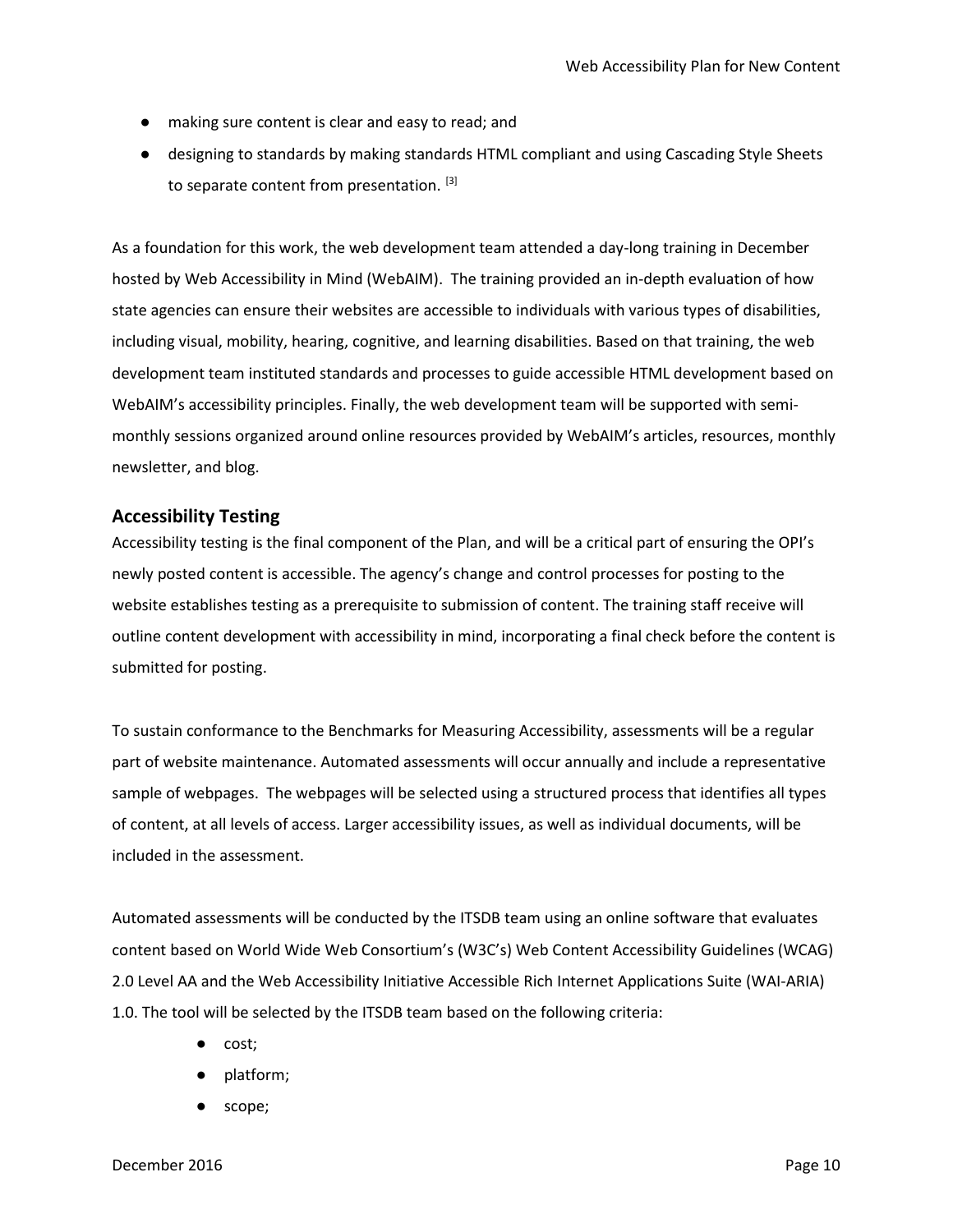- making sure content is clear and easy to read; and
- designing to standards by making standards HTML compliant and using Cascading Style Sheets to separate content from presentation. [3]

As a foundation for this work, the web development team attended a day-long training in December hosted by Web Accessibility in Mind (WebAIM). The training provided an in-depth evaluation of how state agencies can ensure their websites are accessible to individuals with various types of disabilities, including visual, mobility, hearing, cognitive, and learning disabilities. Based on that training, the web development team instituted standards and processes to guide accessible HTML development based on WebAIM's accessibility principles. Finally, the web development team will be supported with semi-monthly sessions organized around online resources provided by WebAIM's articles, resources, monthly newsletter, and blog.

## Accessibility Testing

Accessibility testing is the final component of the Plan, and will be a critical part of ensuring the OPI's newly posted content is accessible. The agency's change and control processes for posting to the website establishes testing as a prerequisite to submission of content. The training staff receive will outline content development with accessibility in mind, incorporating a final check before the content is submitted for posting.

To sustain conformance to the Benchmarks for Measuring Accessibility, assessments will be a regular part of website maintenance. Automated assessments will occur annually and include a representative sample of webpages. The webpages will be selected using a structured process that identifies all types of content, at all levels of access. Larger accessibility issues, as well as individual documents, will be included in the assessment.

Automated assessments will be conducted by the ITSDB team using an online software that evaluates content based on World Wide Web Consortium's (W3C's) Web Content Accessibility Guidelines (WCAG) 2.0 Level AA and the Web Accessibility Initiative Accessible Rich Internet Applications Suite (WAI-ARIA) 1.0. The tool will be selected by the ITSDB team based on the following criteria:

- cost;
- platform;
- scope;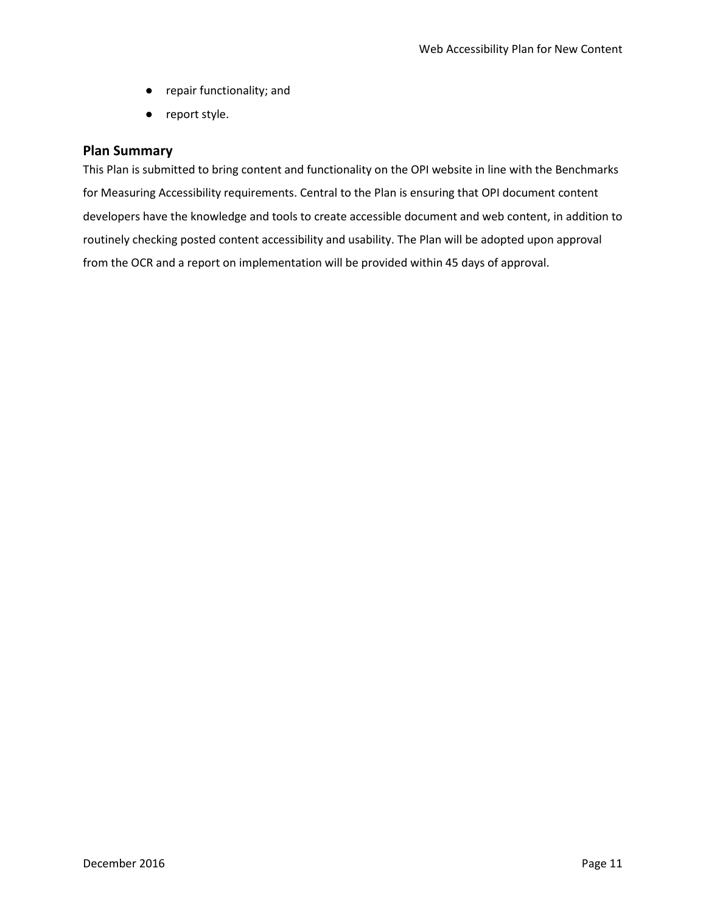- repair functionality; and
- report style.

## Plan Summary

This Plan is submitted to bring content and functionality on the OPI website in line with the Benchmarks for Measuring Accessibility requirements. Central to the Plan is ensuring that OPI document content developers have the knowledge and tools to create accessible document and web content, in addition to routinely checking posted content accessibility and usability. The Plan will be adopted upon approval from the OCR and a report on implementation will be provided within 45 days of approval.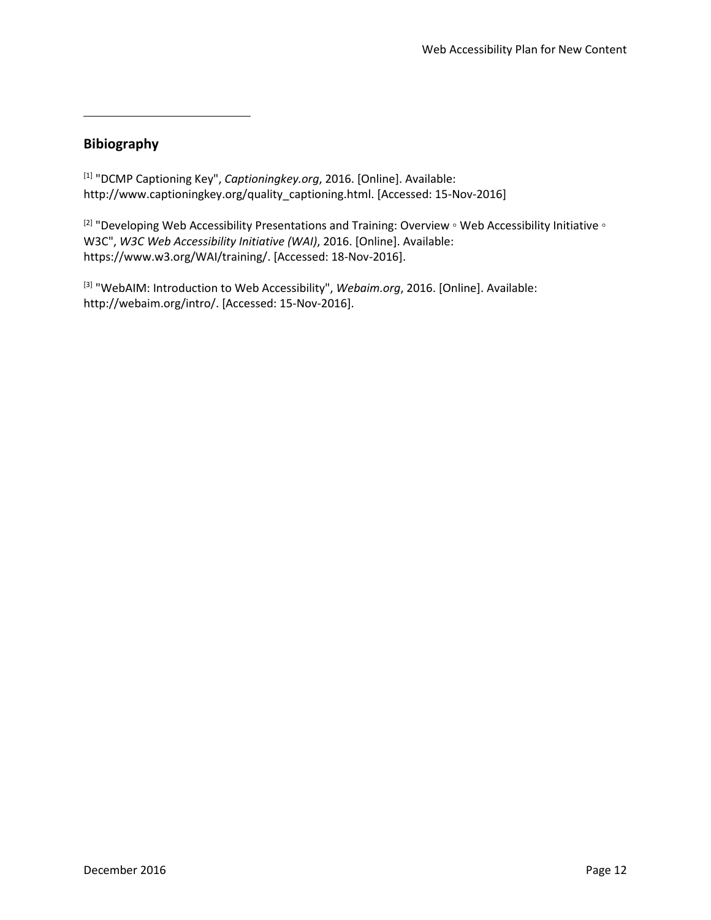## Bibiography

[1] "DCMP Captioning Key", *Captioningkey.org*, 2016. [Online]. Available: http://www.captioningkey.org/quality_captioning.html. [Accessed: 15-Nov-2016]

[2] "Developing Web Accessibility Presentations and Training: Overview ◦ Web Accessibility Initiative ◦ W3C", *W3C Web Accessibility Initiative (WAI)*, 2016. [Online]. Available: https://www.w3.org/WAI/training/. [Accessed: 18-Nov-2016].

[3] "WebAIM: Introduction to Web Accessibility", *Webaim.org*, 2016. [Online]. Available: http://webaim.org/intro/. [Accessed: 15-Nov-2016].